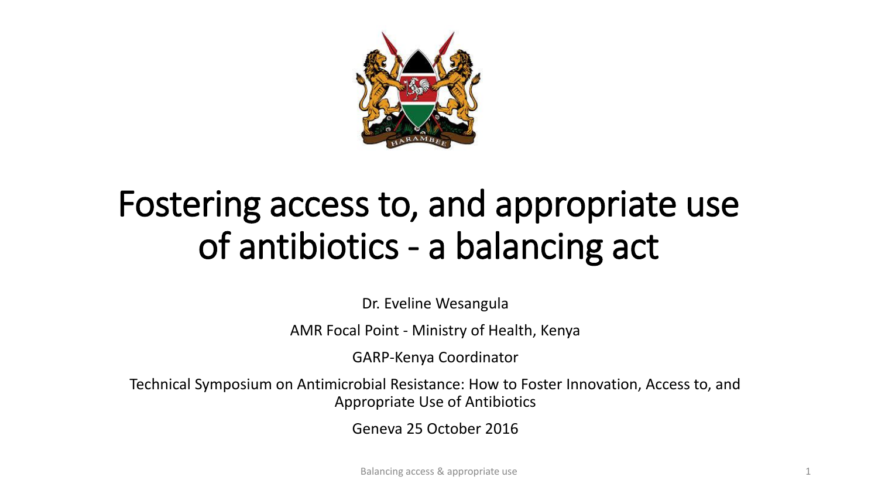# Fostering access to, and appropriate use of antibiotics - a balancing act

Dr. Eveline Wesangula

AMR Focal Point - Ministry of Health, Kenya

GARP-Kenya Coordinator

Technical Symposium on Antimicrobial Resistance: How to Foster Innovation, Access to, and Appropriate Use of Antibiotics

Geneva 25 October 2016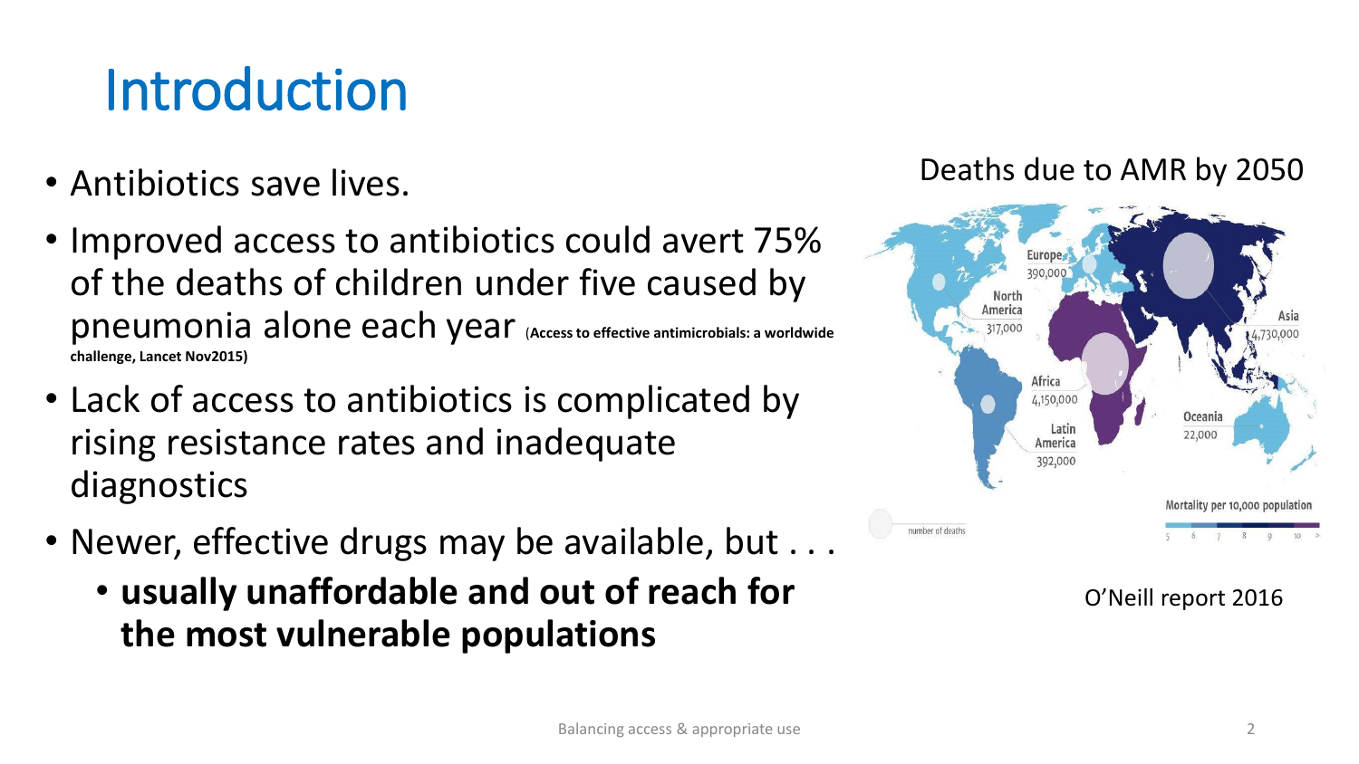# Introduction

- Antibiotics save lives.
- Improved access to antibiotics could avert 75% of the deaths of children under five caused by pneumonia alone each year (**Access to effective antimicrobials: a worldwide challenge, Lancet Nov2015)**
- Lack of access to antibiotics is complicated by rising resistance rates and inadequate diagnostics
- Newer, effective drugs may be available, but . . .
  - **usually unaffordable and out of reach for the most vulnerable populations**

Deaths due to AMR by 2050

Europe 390,000

North America 317,000

Asia 4,730,000

Africa 4,150,000

Oceania 22,000

Latin America 392,000

number of deaths

Mortality per 10,000 population

5 6 7 8 9 10 >

O'Neill report 2016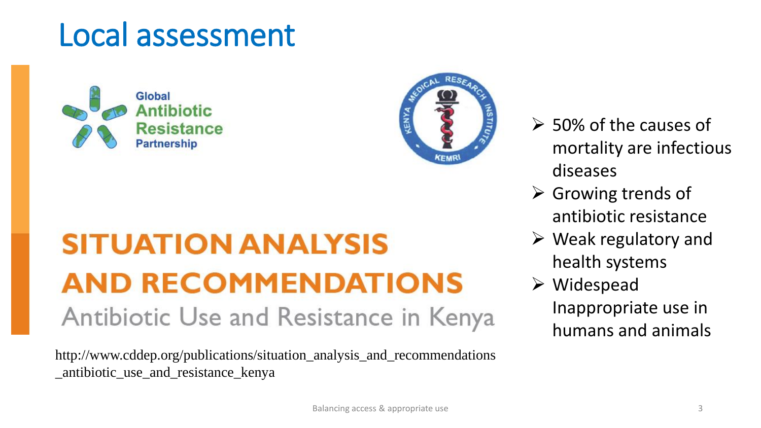# Local assessment

Global Antibiotic Resistance Partnership

KEMRI — Kenya Medical Research Institute

## SITUATION ANALYSIS AND RECOMMENDATIONS

Antibiotic Use and Resistance in Kenya

http://www.cddep.org/publications/situation_analysis_and_recommendations_antibiotic_use_and_resistance_kenya

- 50% of the causes of mortality are infectious diseases
- Growing trends of antibiotic resistance
- Weak regulatory and health systems
- Widespread Inappropriate use in humans and animals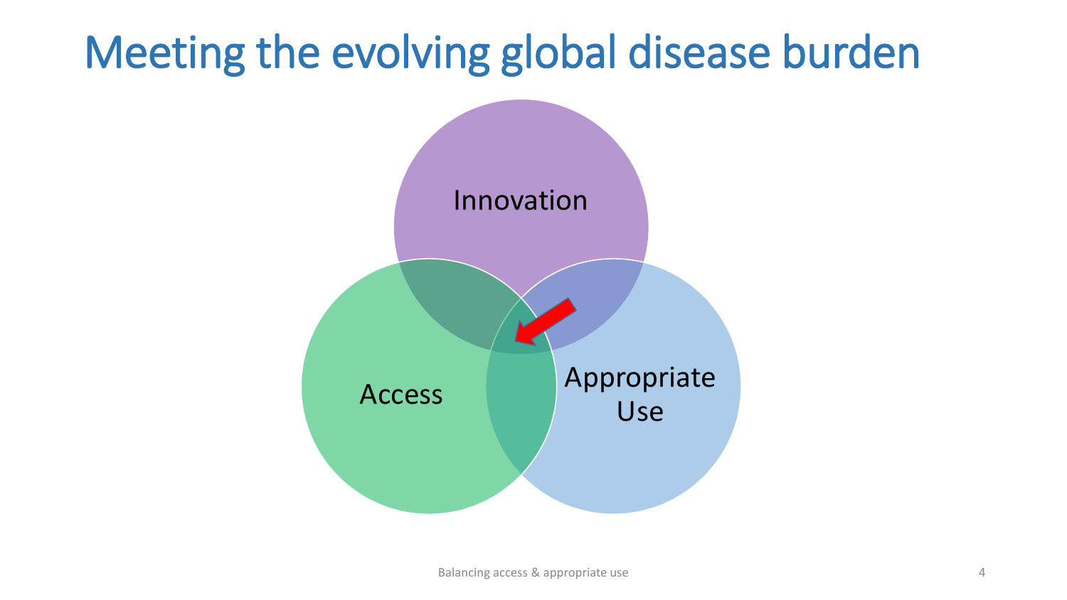# Meeting the evolving global disease burden

Innovation

Access

Appropriate Use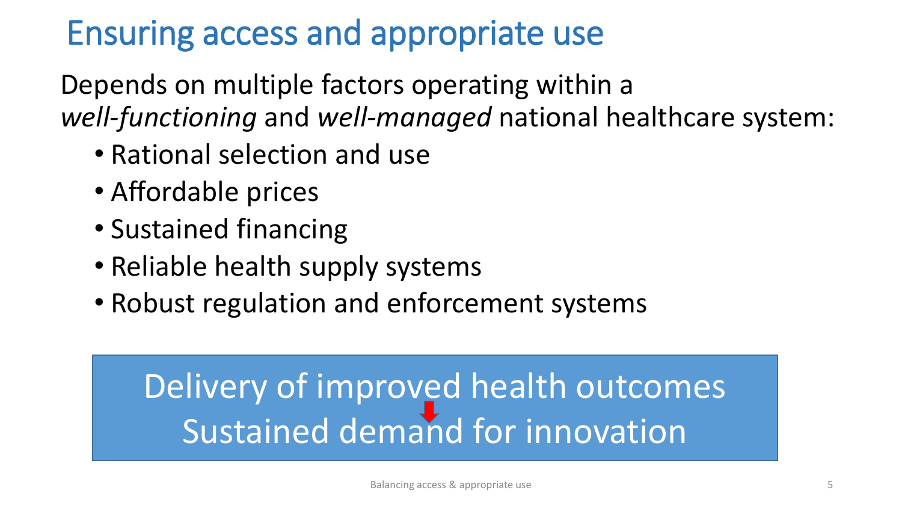# Ensuring access and appropriate use

Depends on multiple factors operating within a *well-functioning* and *well-managed* national healthcare system:

- Rational selection and use
- Affordable prices
- Sustained financing
- Reliable health supply systems
- Robust regulation and enforcement systems

Delivery of improved health outcomes

Sustained demand for innovation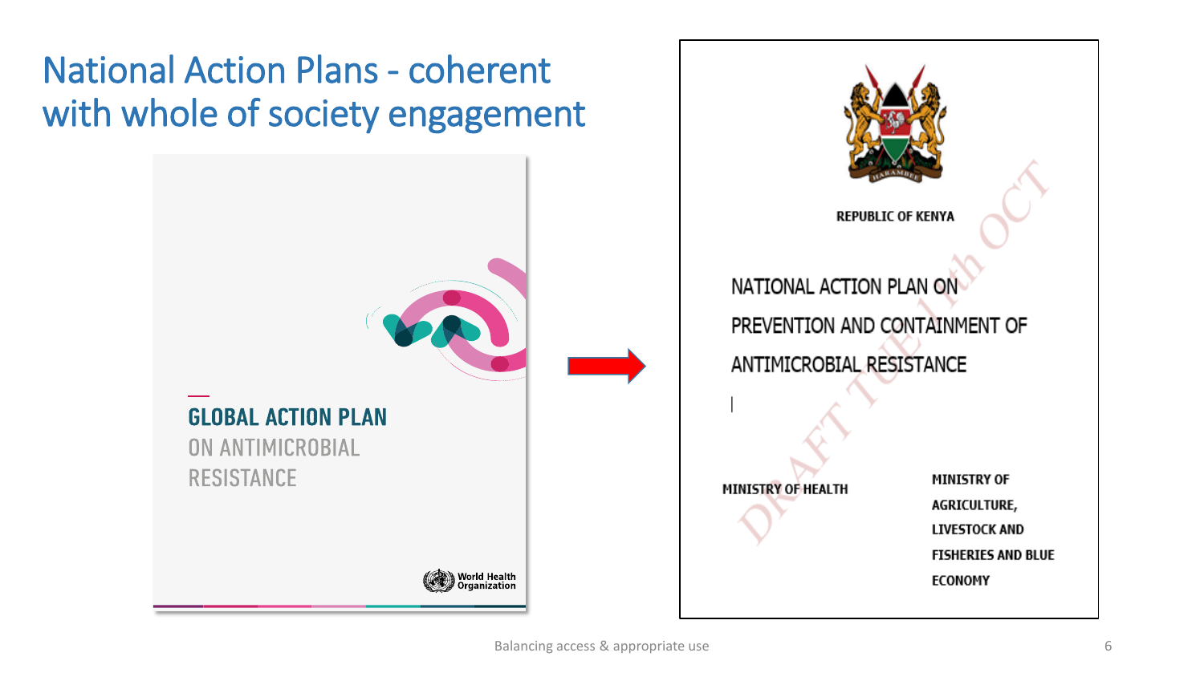# National Action Plans - coherent with whole of society engagement

GLOBAL ACTION PLAN ON ANTIMICROBIAL RESISTANCE

World Health Organization

REPUBLIC OF KENYA

NATIONAL ACTION PLAN ON PREVENTION AND CONTAINMENT OF ANTIMICROBIAL RESISTANCE

MINISTRY OF HEALTH

MINISTRY OF AGRICULTURE, LIVESTOCK AND FISHERIES AND BLUE ECONOMY

DRAFT TUE 11th OCT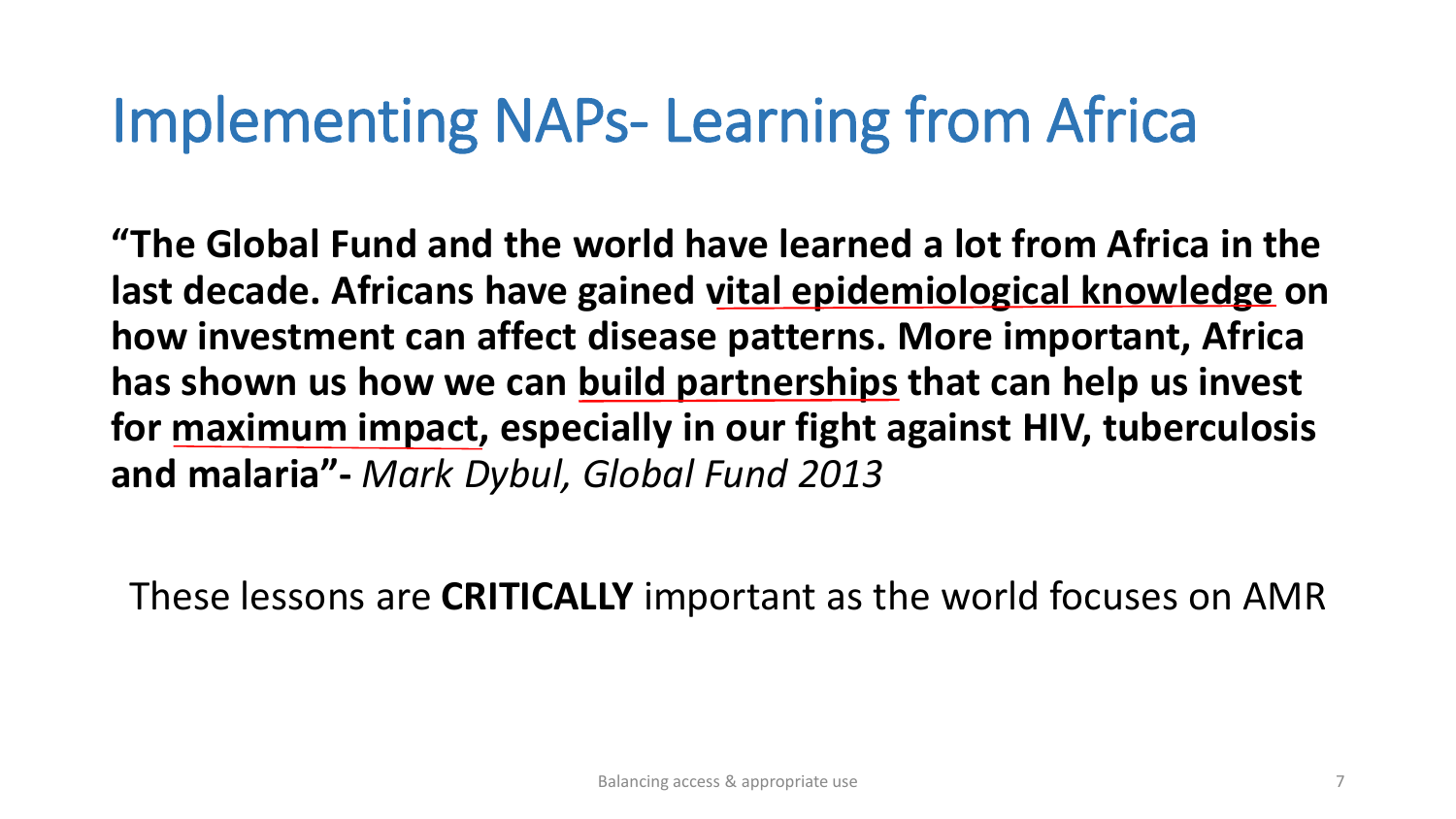# Implementing NAPs- Learning from Africa

**"The Global Fund and the world have learned a lot from Africa in the last decade. Africans have gained <u>vital epidemiological knowledge</u> on how investment can affect disease patterns. More important, Africa has shown us how we can <u>build partnerships</u> that can help us invest for <u>maximum impact</u>, especially in our fight against HIV, tuberculosis and malaria"-** *Mark Dybul, Global Fund 2013*

These lessons are **CRITICALLY** important as the world focuses on AMR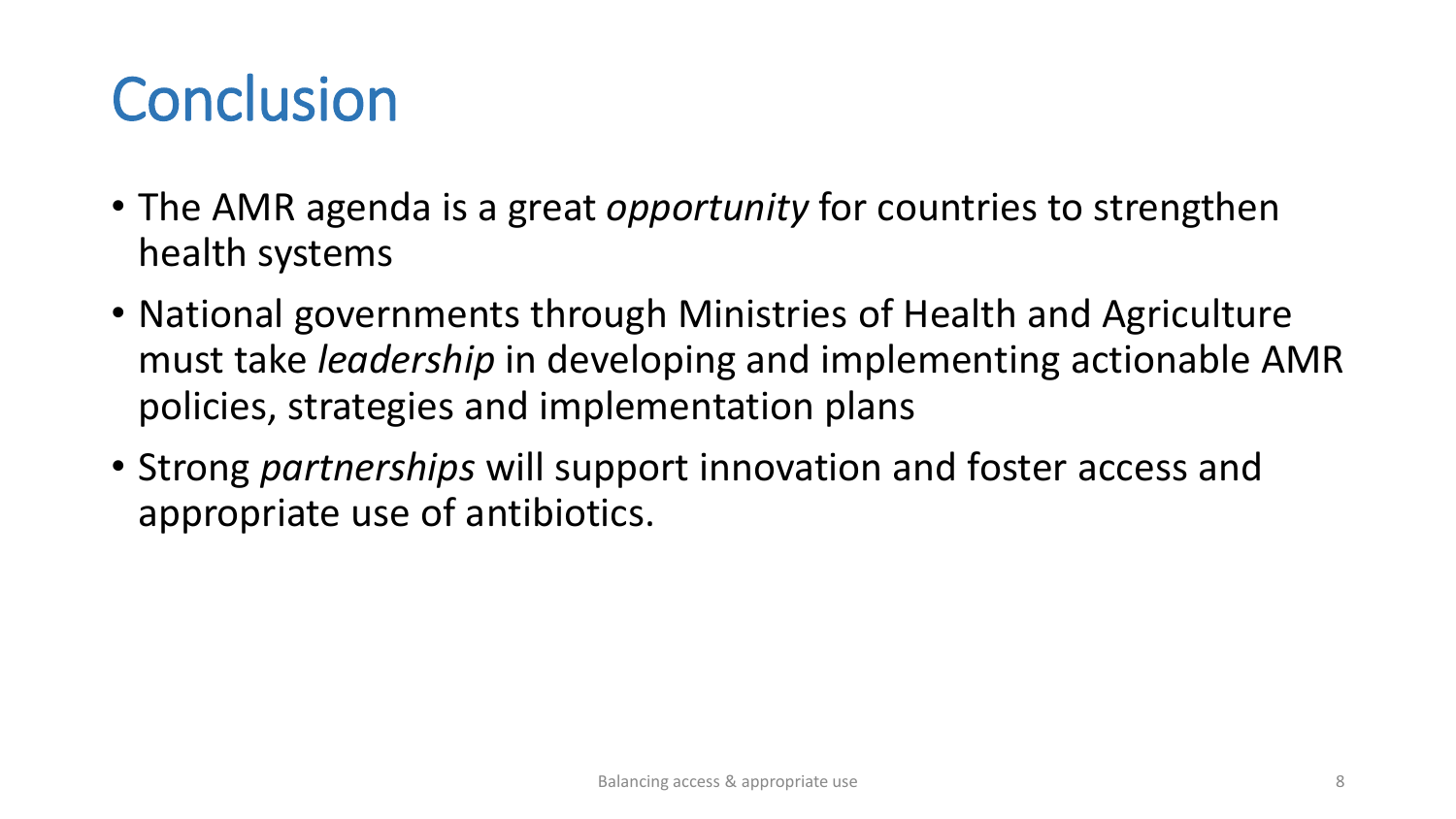# Conclusion

- The AMR agenda is a great *opportunity* for countries to strengthen health systems
- National governments through Ministries of Health and Agriculture must take *leadership* in developing and implementing actionable AMR policies, strategies and implementation plans
- Strong *partnerships* will support innovation and foster access and appropriate use of antibiotics.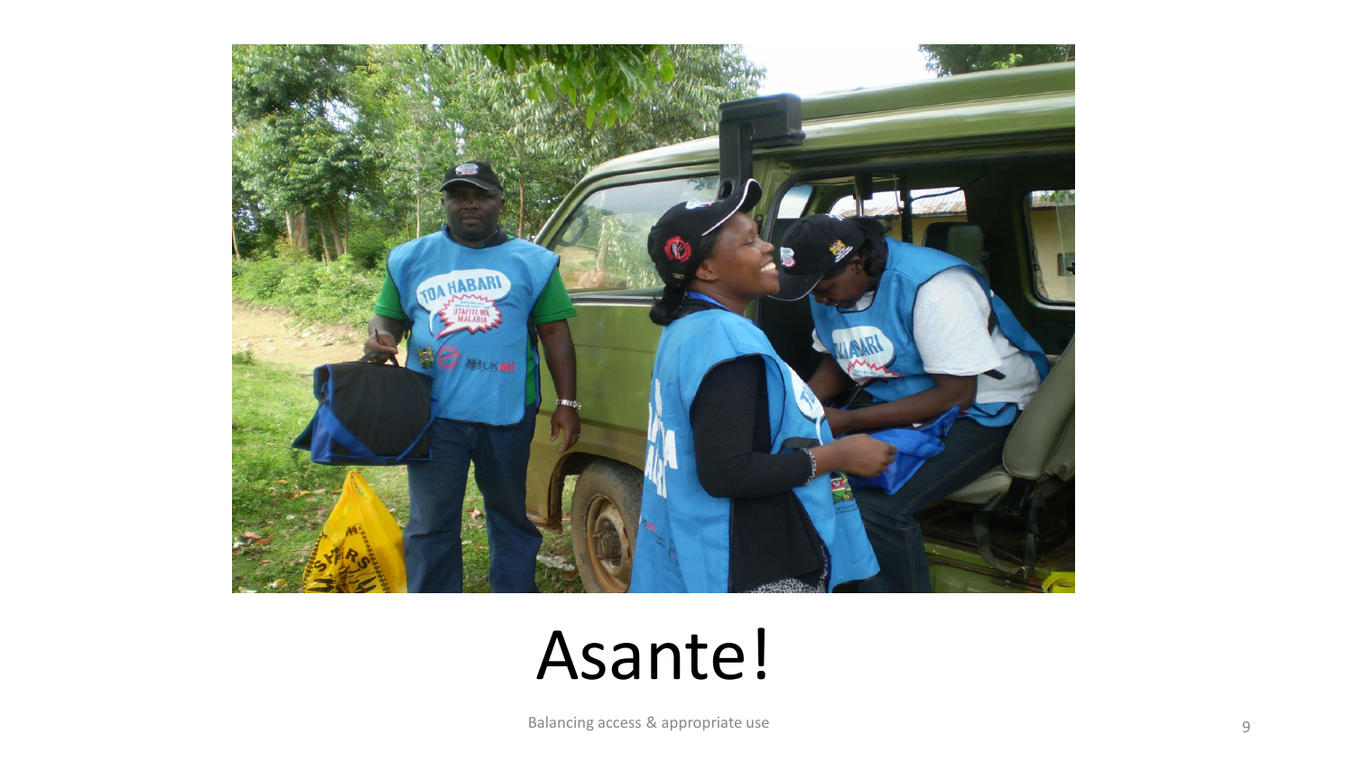# Asante!